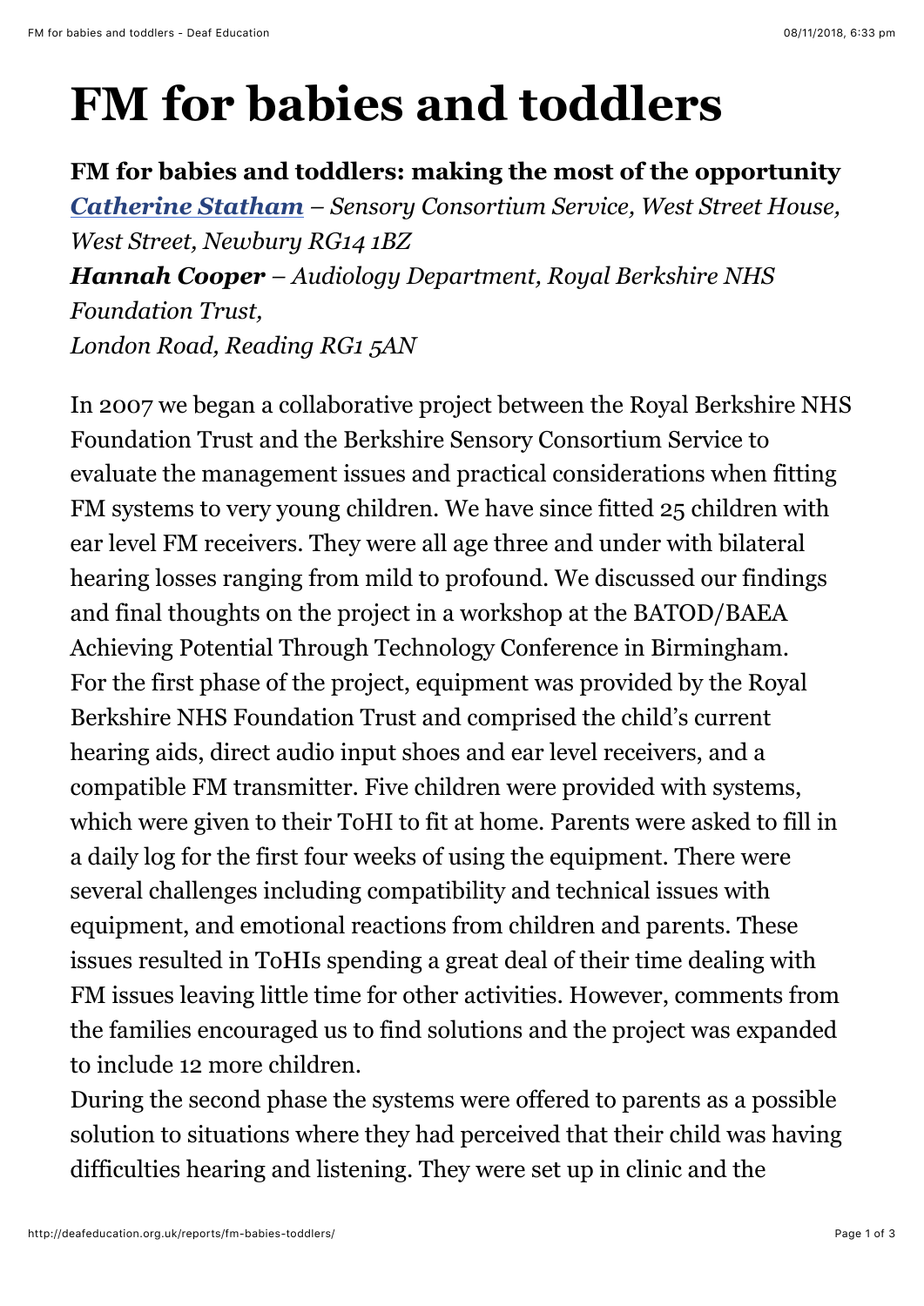# FM for babies and toddlers

**FM for babies and toddlers: making the most of the opportunity**

***Catherine Statham*** *– Sensory Consortium Service, West Street House, West Street, Newbury RG14 1BZ*

***Hannah Cooper*** *– Audiology Department, Royal Berkshire NHS Foundation Trust,*
*London Road, Reading RG1 5AN*

In 2007 we began a collaborative project between the Royal Berkshire NHS Foundation Trust and the Berkshire Sensory Consortium Service to evaluate the management issues and practical considerations when fitting FM systems to very young children. We have since fitted 25 children with ear level FM receivers. They were all age three and under with bilateral hearing losses ranging from mild to profound. We discussed our findings and final thoughts on the project in a workshop at the BATOD/BAEA Achieving Potential Through Technology Conference in Birmingham.
For the first phase of the project, equipment was provided by the Royal Berkshire NHS Foundation Trust and comprised the child's current hearing aids, direct audio input shoes and ear level receivers, and a compatible FM transmitter. Five children were provided with systems, which were given to their ToHI to fit at home. Parents were asked to fill in a daily log for the first four weeks of using the equipment. There were several challenges including compatibility and technical issues with equipment, and emotional reactions from children and parents. These issues resulted in ToHIs spending a great deal of their time dealing with FM issues leaving little time for other activities. However, comments from the families encouraged us to find solutions and the project was expanded to include 12 more children.
During the second phase the systems were offered to parents as a possible solution to situations where they had perceived that their child was having difficulties hearing and listening. They were set up in clinic and the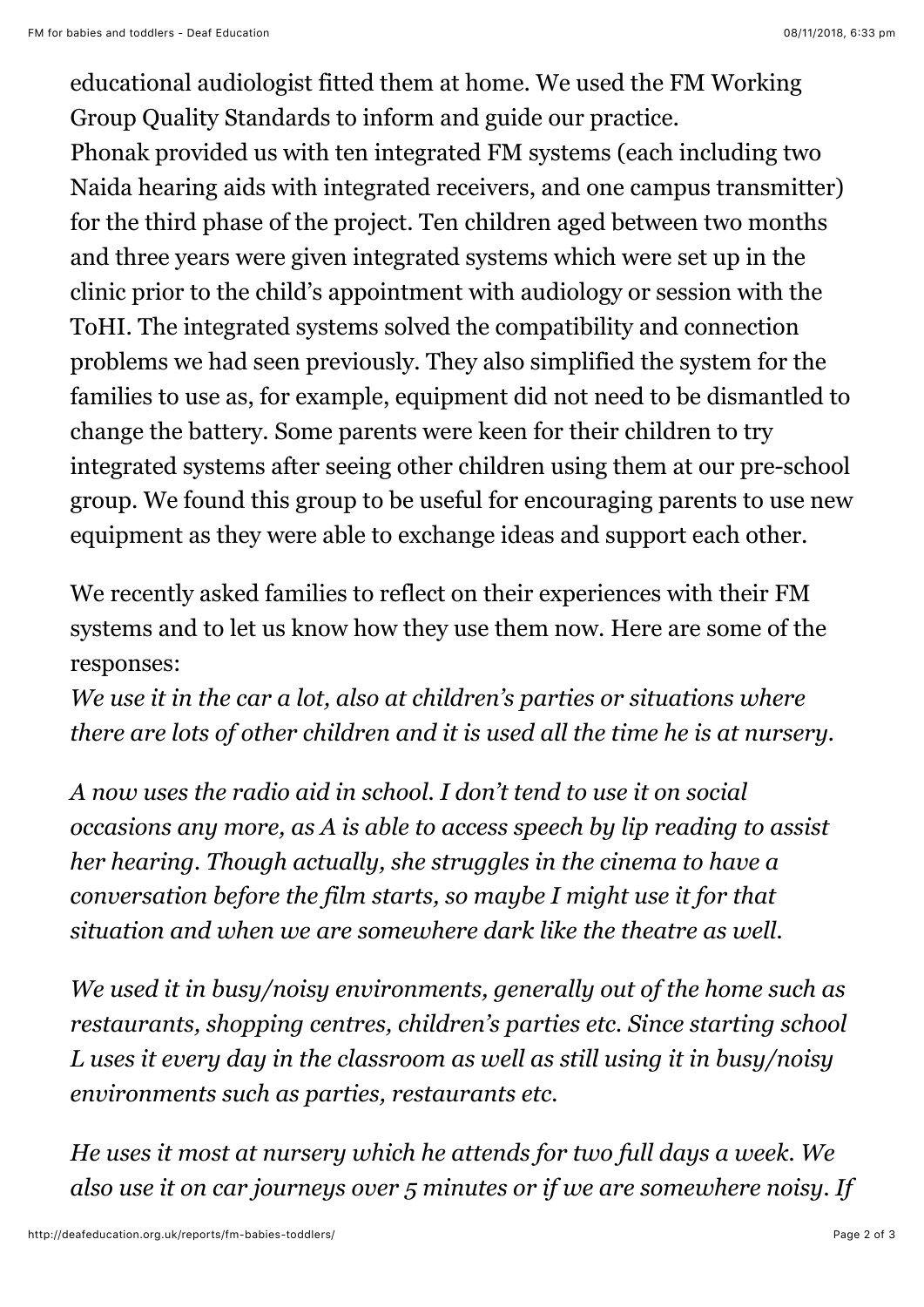educational audiologist fitted them at home. We used the FM Working Group Quality Standards to inform and guide our practice.
Phonak provided us with ten integrated FM systems (each including two Naida hearing aids with integrated receivers, and one campus transmitter) for the third phase of the project. Ten children aged between two months and three years were given integrated systems which were set up in the clinic prior to the child's appointment with audiology or session with the ToHI. The integrated systems solved the compatibility and connection problems we had seen previously. They also simplified the system for the families to use as, for example, equipment did not need to be dismantled to change the battery. Some parents were keen for their children to try integrated systems after seeing other children using them at our pre-school group. We found this group to be useful for encouraging parents to use new equipment as they were able to exchange ideas and support each other.

We recently asked families to reflect on their experiences with their FM systems and to let us know how they use them now. Here are some of the responses:
*We use it in the car a lot, also at children's parties or situations where there are lots of other children and it is used all the time he is at nursery.*

*A now uses the radio aid in school. I don't tend to use it on social occasions any more, as A is able to access speech by lip reading to assist her hearing. Though actually, she struggles in the cinema to have a conversation before the film starts, so maybe I might use it for that situation and when we are somewhere dark like the theatre as well.*

*We used it in busy/noisy environments, generally out of the home such as restaurants, shopping centres, children's parties etc. Since starting school L uses it every day in the classroom as well as still using it in busy/noisy environments such as parties, restaurants etc.*

*He uses it most at nursery which he attends for two full days a week. We also use it on car journeys over 5 minutes or if we are somewhere noisy. If*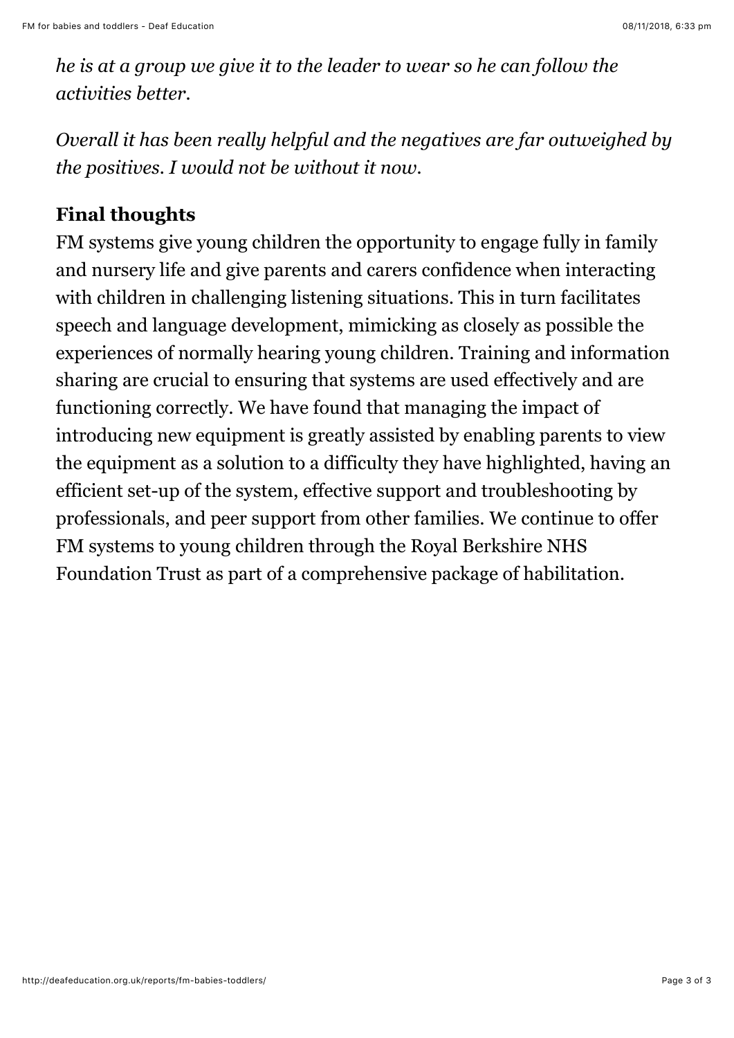*he is at a group we give it to the leader to wear so he can follow the activities better.*

*Overall it has been really helpful and the negatives are far outweighed by the positives. I would not be without it now.*

**Final thoughts**

FM systems give young children the opportunity to engage fully in family and nursery life and give parents and carers confidence when interacting with children in challenging listening situations. This in turn facilitates speech and language development, mimicking as closely as possible the experiences of normally hearing young children. Training and information sharing are crucial to ensuring that systems are used effectively and are functioning correctly. We have found that managing the impact of introducing new equipment is greatly assisted by enabling parents to view the equipment as a solution to a difficulty they have highlighted, having an efficient set-up of the system, effective support and troubleshooting by professionals, and peer support from other families. We continue to offer FM systems to young children through the Royal Berkshire NHS Foundation Trust as part of a comprehensive package of habilitation.